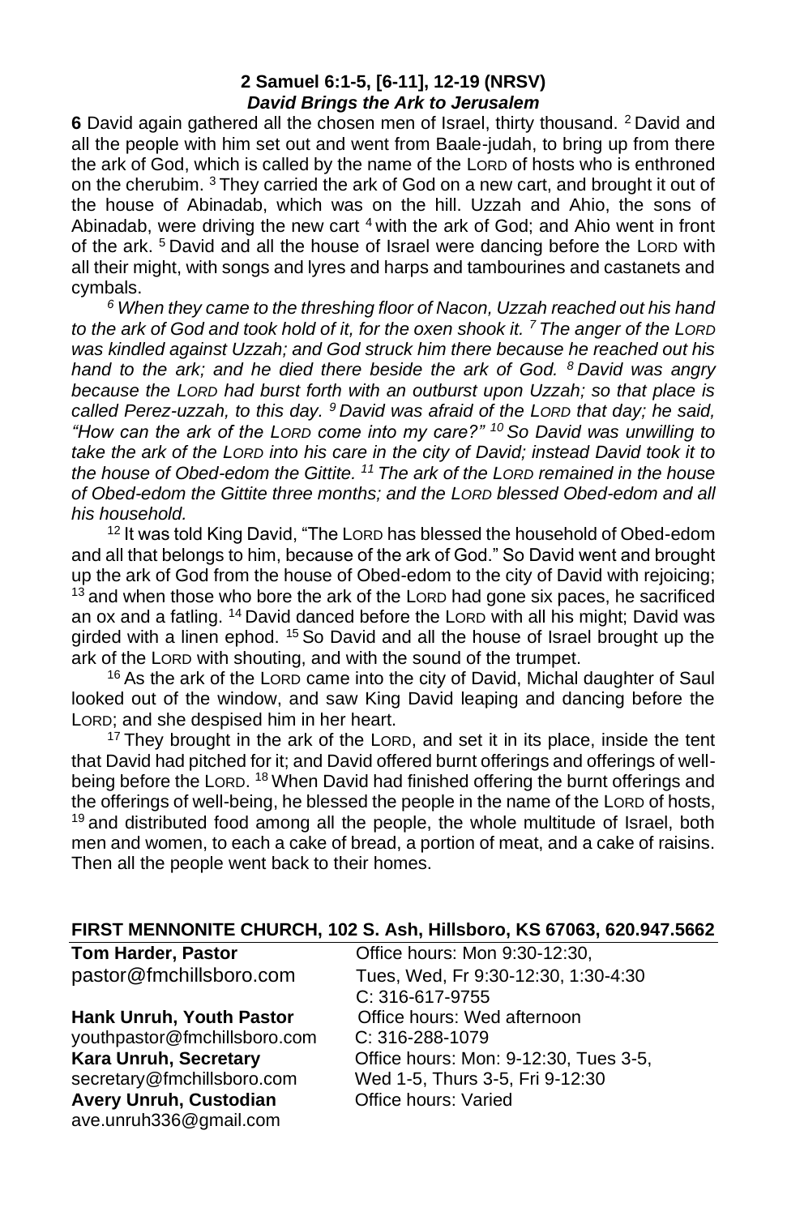**2 Samuel 6:1-5, [6-11], 12-19 (NRSV)**
***David Brings the Ark to Jerusalem***

**6** David again gathered all the chosen men of Israel, thirty thousand. [2] David and all the people with him set out and went from Baale-judah, to bring up from there the ark of God, which is called by the name of the LORD of hosts who is enthroned on the cherubim. [3] They carried the ark of God on a new cart, and brought it out of the house of Abinadab, which was on the hill. Uzzah and Ahio, the sons of Abinadab, were driving the new cart [4] with the ark of God; and Ahio went in front of the ark. [5] David and all the house of Israel were dancing before the LORD with all their might, with songs and lyres and harps and tambourines and castanets and cymbals.

*[6] When they came to the threshing floor of Nacon, Uzzah reached out his hand to the ark of God and took hold of it, for the oxen shook it. [7] The anger of the LORD was kindled against Uzzah; and God struck him there because he reached out his hand to the ark; and he died there beside the ark of God. [8] David was angry because the LORD had burst forth with an outburst upon Uzzah; so that place is called Perez-uzzah, to this day. [9] David was afraid of the LORD that day; he said, "How can the ark of the LORD come into my care?" [10] So David was unwilling to take the ark of the LORD into his care in the city of David; instead David took it to the house of Obed-edom the Gittite. [11] The ark of the LORD remained in the house of Obed-edom the Gittite three months; and the LORD blessed Obed-edom and all his household.*

[12] It was told King David, "The LORD has blessed the household of Obed-edom and all that belongs to him, because of the ark of God." So David went and brought up the ark of God from the house of Obed-edom to the city of David with rejoicing; [13] and when those who bore the ark of the LORD had gone six paces, he sacrificed an ox and a fatling. [14] David danced before the LORD with all his might; David was girded with a linen ephod. [15] So David and all the house of Israel brought up the ark of the LORD with shouting, and with the sound of the trumpet.

[16] As the ark of the LORD came into the city of David, Michal daughter of Saul looked out of the window, and saw King David leaping and dancing before the LORD; and she despised him in her heart.

[17] They brought in the ark of the LORD, and set it in its place, inside the tent that David had pitched for it; and David offered burnt offerings and offerings of well-being before the LORD. [18] When David had finished offering the burnt offerings and the offerings of well-being, he blessed the people in the name of the LORD of hosts, [19] and distributed food among all the people, the whole multitude of Israel, both men and women, to each a cake of bread, a portion of meat, and a cake of raisins. Then all the people went back to their homes.

**FIRST MENNONITE CHURCH, 102 S. Ash, Hillsboro, KS 67063, 620.947.5662**

**Tom Harder, Pastor**
pastor@fmchillsboro.com
Office hours: Mon 9:30-12:30,
Tues, Wed, Fr 9:30-12:30, 1:30-4:30
C: 316-617-9755

**Hank Unruh, Youth Pastor**
youthpastor@fmchillsboro.com
Office hours: Wed afternoon
C: 316-288-1079

**Kara Unruh, Secretary**
secretary@fmchillsboro.com
Office hours: Mon: 9-12:30, Tues 3-5,
Wed 1-5, Thurs 3-5, Fri 9-12:30

**Avery Unruh, Custodian**
ave.unruh336@gmail.com
Office hours: Varied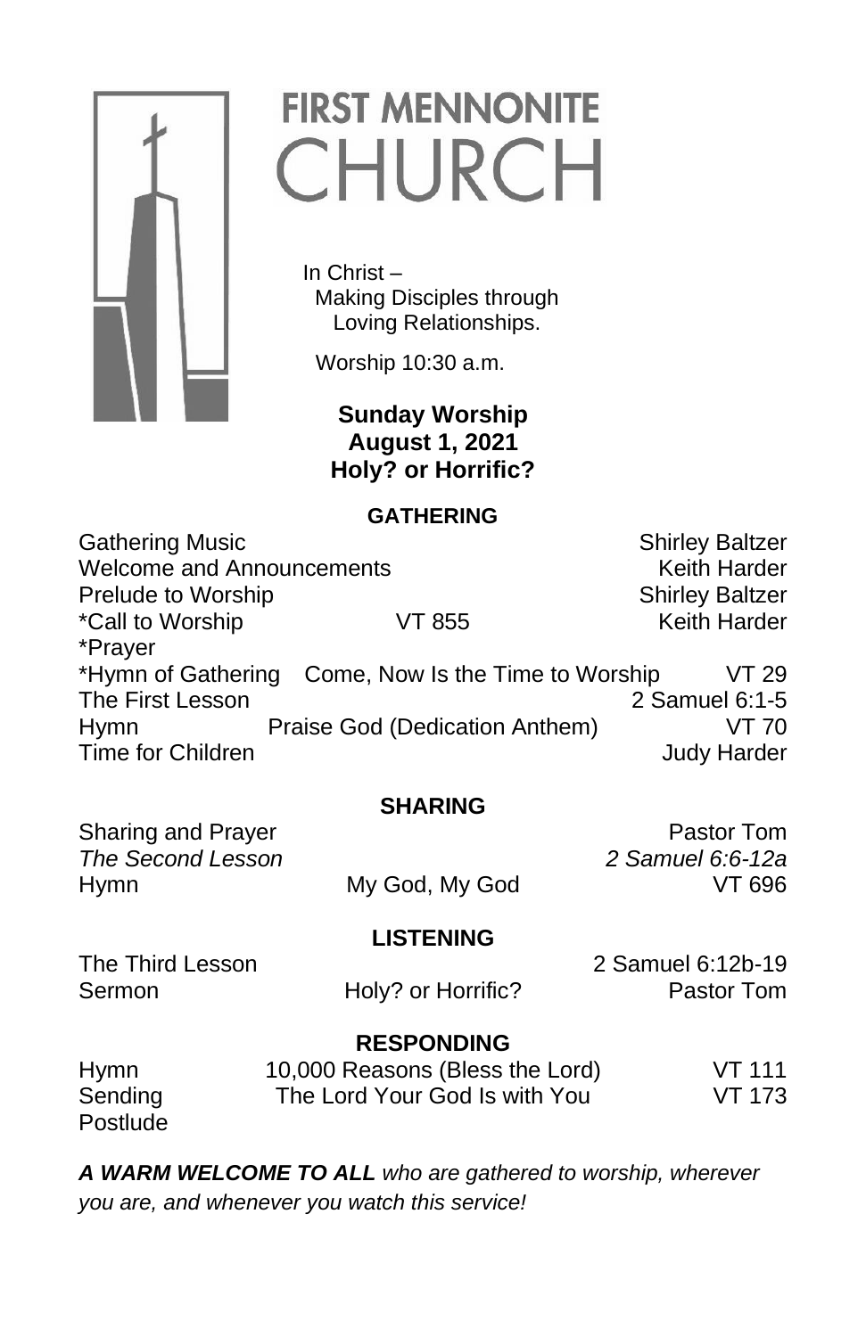# FIRST MENNONITE CHURCH

In Christ –
Making Disciples through
Loving Relationships.

Worship 10:30 a.m.

**Sunday Worship**
**August 1, 2021**
**Holy? or Horrific?**

## GATHERING

| | | |
|---|---|---|
| Gathering Music | | Shirley Baltzer |
| Welcome and Announcements | | Keith Harder |
| Prelude to Worship | | Shirley Baltzer |
| *Call to Worship | VT 855 | Keith Harder |
| *Prayer | | |
| *Hymn of Gathering | Come, Now Is the Time to Worship | VT 29 |
| The First Lesson | | 2 Samuel 6:1-5 |
| Hymn | Praise God (Dedication Anthem) | VT 70 |
| Time for Children | | Judy Harder |

## SHARING

| | | |
|---|---|---|
| Sharing and Prayer | | Pastor Tom |
| *The Second Lesson* | | *2 Samuel 6:6-12a* |
| Hymn | My God, My God | VT 696 |

## LISTENING

| | | |
|---|---|---|
| The Third Lesson | | 2 Samuel 6:12b-19 |
| Sermon | Holy? or Horrific? | Pastor Tom |

## RESPONDING

| | | |
|---|---|---|
| Hymn | 10,000 Reasons (Bless the Lord) | VT 111 |
| Sending | The Lord Your God Is with You | VT 173 |
| Postlude | | |

***A WARM WELCOME TO ALL*** *who are gathered to worship, wherever you are, and whenever you watch this service!*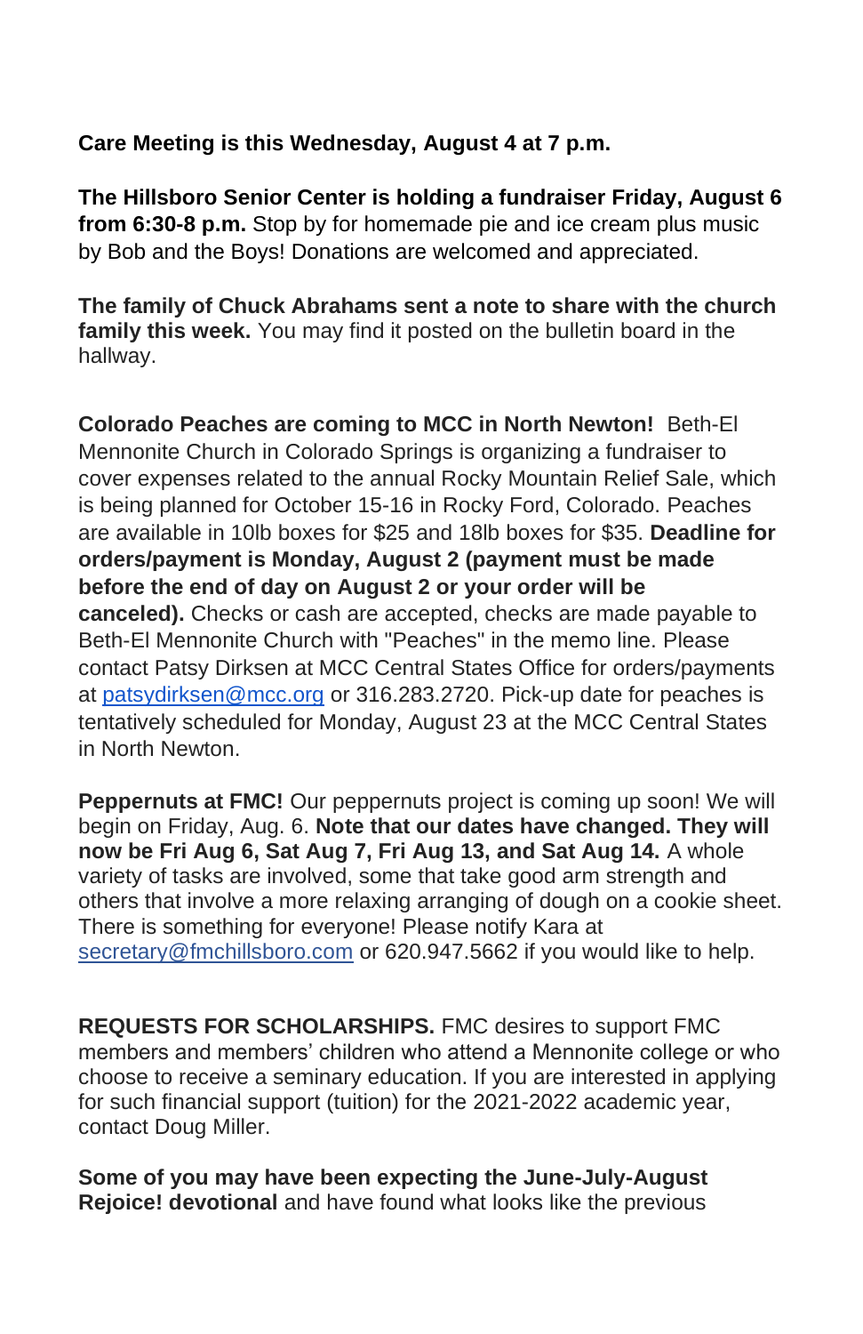**Care Meeting is this Wednesday, August 4 at 7 p.m.**

**The Hillsboro Senior Center is holding a fundraiser Friday, August 6 from 6:30-8 p.m.** Stop by for homemade pie and ice cream plus music by Bob and the Boys! Donations are welcomed and appreciated.

**The family of Chuck Abrahams sent a note to share with the church family this week.** You may find it posted on the bulletin board in the hallway.

**Colorado Peaches are coming to MCC in North Newton!** Beth-El Mennonite Church in Colorado Springs is organizing a fundraiser to cover expenses related to the annual Rocky Mountain Relief Sale, which is being planned for October 15-16 in Rocky Ford, Colorado. Peaches are available in 10lb boxes for $25 and 18lb boxes for $35. **Deadline for orders/payment is Monday, August 2 (payment must be made before the end of day on August 2 or your order will be canceled).** Checks or cash are accepted, checks are made payable to Beth-El Mennonite Church with "Peaches" in the memo line. Please contact Patsy Dirksen at MCC Central States Office for orders/payments at [patsydirksen@mcc.org](mailto:patsydirksen@mcc.org) or 316.283.2720. Pick-up date for peaches is tentatively scheduled for Monday, August 23 at the MCC Central States in North Newton.

**Peppernuts at FMC!** Our peppernuts project is coming up soon! We will begin on Friday, Aug. 6. **Note that our dates have changed. They will now be Fri Aug 6, Sat Aug 7, Fri Aug 13, and Sat Aug 14.** A whole variety of tasks are involved, some that take good arm strength and others that involve a more relaxing arranging of dough on a cookie sheet. There is something for everyone! Please notify Kara at [secretary@fmchillsboro.com](mailto:secretary@fmchillsboro.com) or 620.947.5662 if you would like to help.

**REQUESTS FOR SCHOLARSHIPS.** FMC desires to support FMC members and members' children who attend a Mennonite college or who choose to receive a seminary education. If you are interested in applying for such financial support (tuition) for the 2021-2022 academic year, contact Doug Miller.

**Some of you may have been expecting the June-July-August Rejoice! devotional** and have found what looks like the previous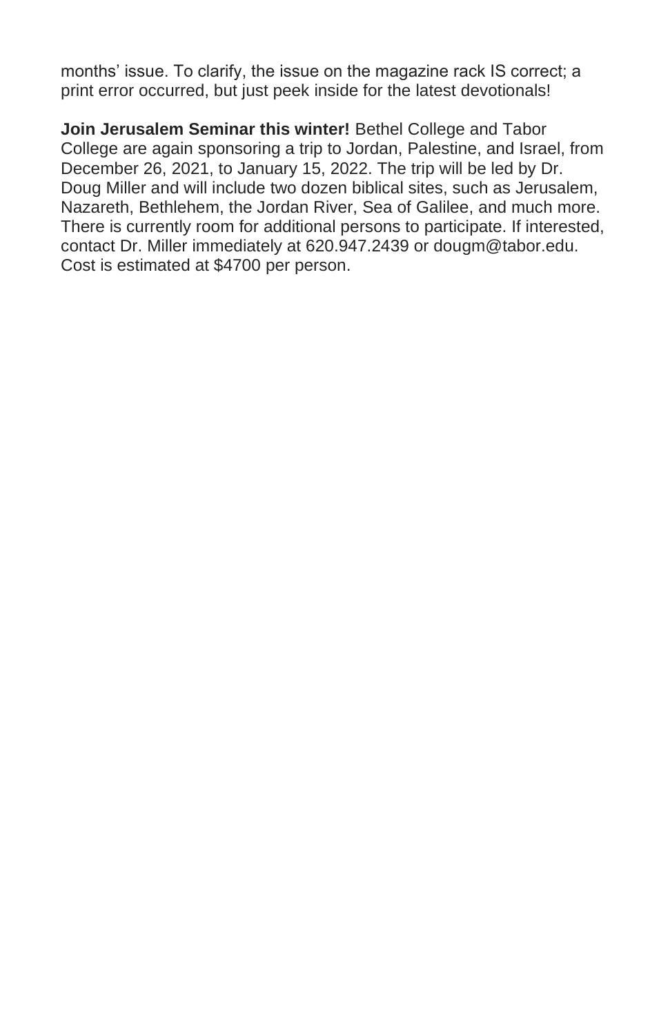months' issue. To clarify, the issue on the magazine rack IS correct; a print error occurred, but just peek inside for the latest devotionals!

**Join Jerusalem Seminar this winter!** Bethel College and Tabor College are again sponsoring a trip to Jordan, Palestine, and Israel, from December 26, 2021, to January 15, 2022. The trip will be led by Dr. Doug Miller and will include two dozen biblical sites, such as Jerusalem, Nazareth, Bethlehem, the Jordan River, Sea of Galilee, and much more. There is currently room for additional persons to participate. If interested, contact Dr. Miller immediately at 620.947.2439 or dougm@tabor.edu. Cost is estimated at $4700 per person.